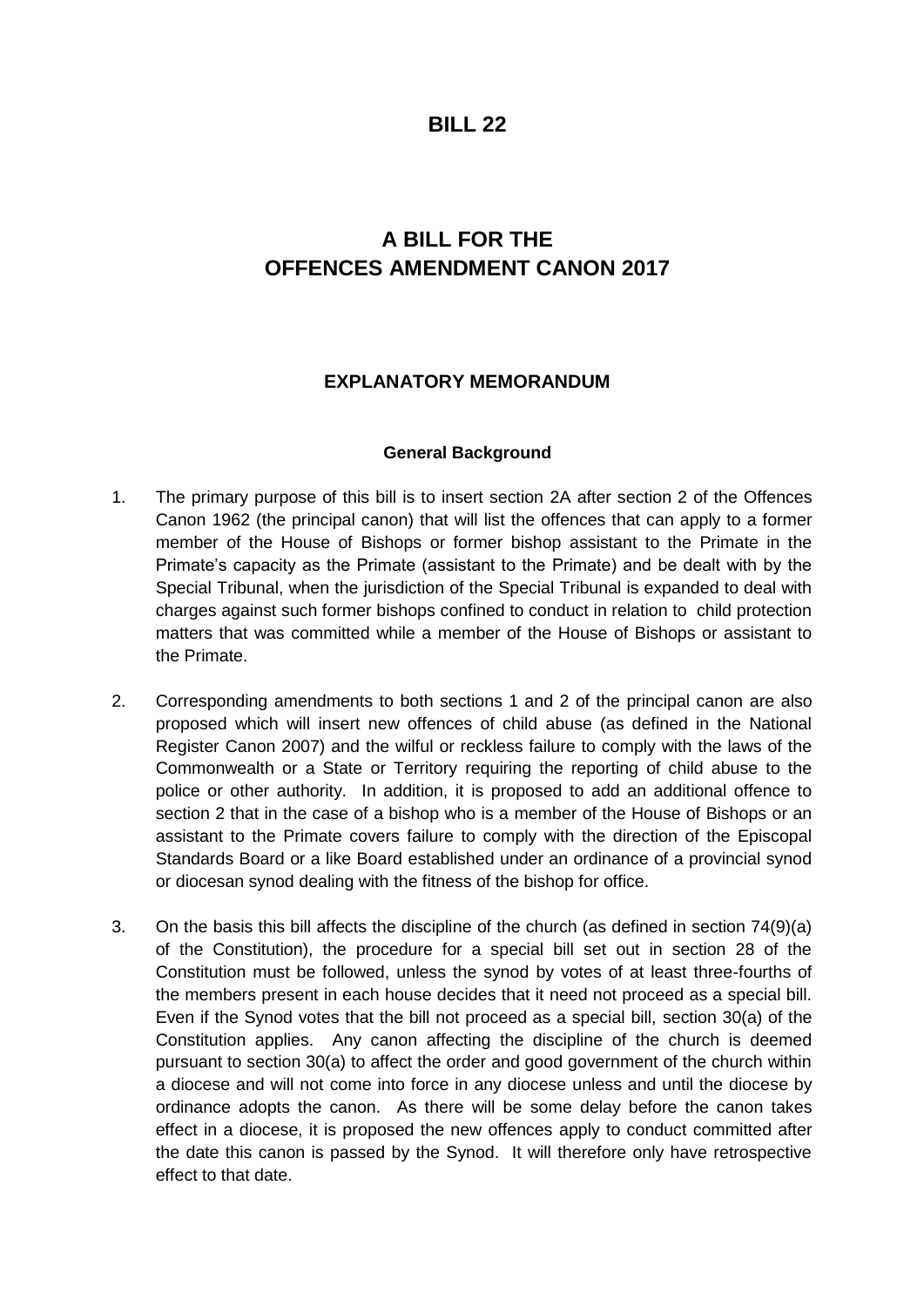# BILL 22

## A BILL FOR THE OFFENCES AMENDMENT CANON 2017

### EXPLANATORY MEMORANDUM

#### General Background

1. The primary purpose of this bill is to insert section 2A after section 2 of the Offences Canon 1962 (the principal canon) that will list the offences that can apply to a former member of the House of Bishops or former bishop assistant to the Primate in the Primate's capacity as the Primate (assistant to the Primate) and be dealt with by the Special Tribunal, when the jurisdiction of the Special Tribunal is expanded to deal with charges against such former bishops confined to conduct in relation to child protection matters that was committed while a member of the House of Bishops or assistant to the Primate.

2. Corresponding amendments to both sections 1 and 2 of the principal canon are also proposed which will insert new offences of child abuse (as defined in the National Register Canon 2007) and the wilful or reckless failure to comply with the laws of the Commonwealth or a State or Territory requiring the reporting of child abuse to the police or other authority. In addition, it is proposed to add an additional offence to section 2 that in the case of a bishop who is a member of the House of Bishops or an assistant to the Primate covers failure to comply with the direction of the Episcopal Standards Board or a like Board established under an ordinance of a provincial synod or diocesan synod dealing with the fitness of the bishop for office.

3. On the basis this bill affects the discipline of the church (as defined in section 74(9)(a) of the Constitution), the procedure for a special bill set out in section 28 of the Constitution must be followed, unless the synod by votes of at least three-fourths of the members present in each house decides that it need not proceed as a special bill. Even if the Synod votes that the bill not proceed as a special bill, section 30(a) of the Constitution applies. Any canon affecting the discipline of the church is deemed pursuant to section 30(a) to affect the order and good government of the church within a diocese and will not come into force in any diocese unless and until the diocese by ordinance adopts the canon. As there will be some delay before the canon takes effect in a diocese, it is proposed the new offences apply to conduct committed after the date this canon is passed by the Synod. It will therefore only have retrospective effect to that date.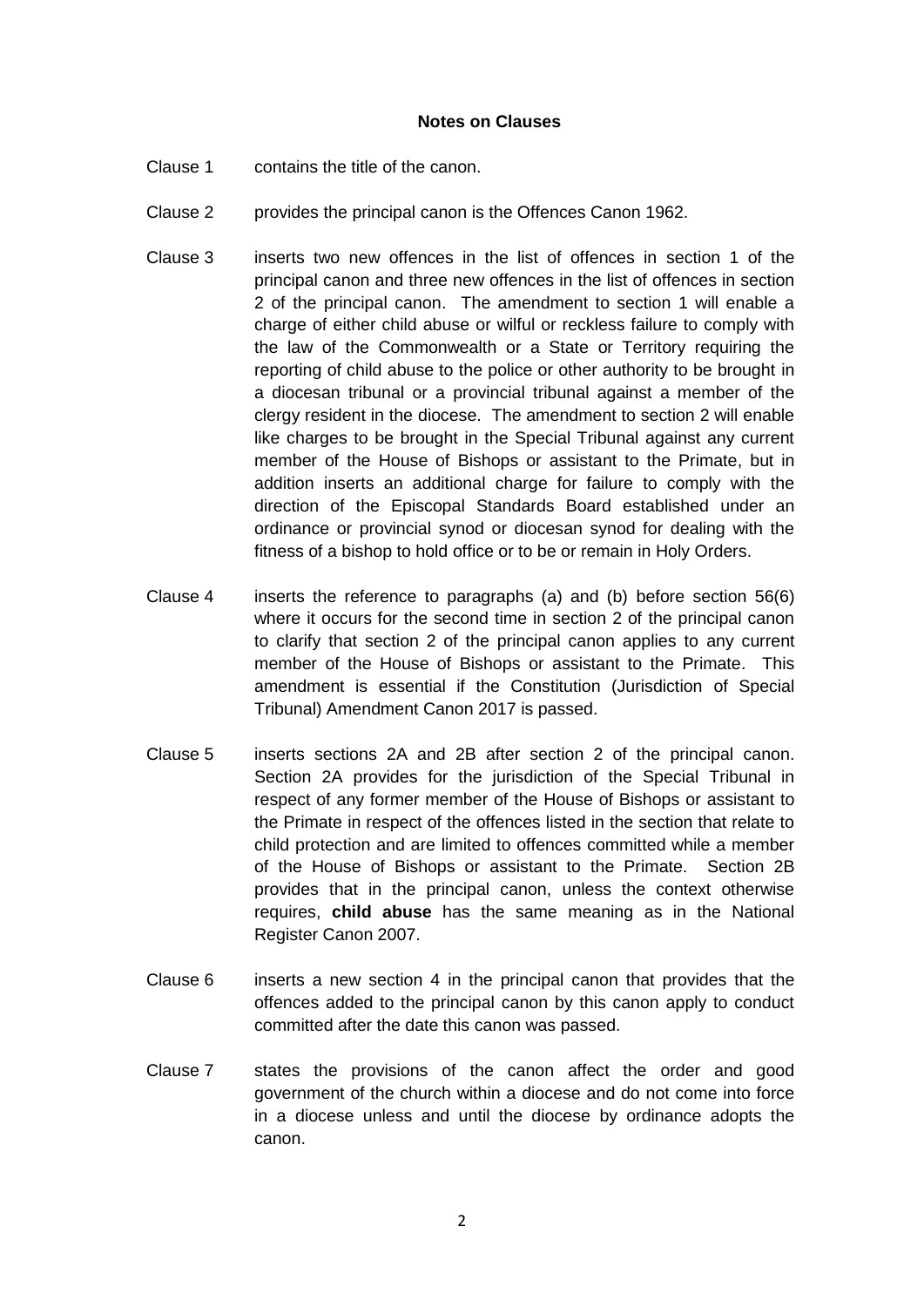**Notes on Clauses**

Clause 1 contains the title of the canon.

Clause 2 provides the principal canon is the Offences Canon 1962.

Clause 3 inserts two new offences in the list of offences in section 1 of the principal canon and three new offences in the list of offences in section 2 of the principal canon. The amendment to section 1 will enable a charge of either child abuse or wilful or reckless failure to comply with the law of the Commonwealth or a State or Territory requiring the reporting of child abuse to the police or other authority to be brought in a diocesan tribunal or a provincial tribunal against a member of the clergy resident in the diocese. The amendment to section 2 will enable like charges to be brought in the Special Tribunal against any current member of the House of Bishops or assistant to the Primate, but in addition inserts an additional charge for failure to comply with the direction of the Episcopal Standards Board established under an ordinance or provincial synod or diocesan synod for dealing with the fitness of a bishop to hold office or to be or remain in Holy Orders.

Clause 4 inserts the reference to paragraphs (a) and (b) before section 56(6) where it occurs for the second time in section 2 of the principal canon to clarify that section 2 of the principal canon applies to any current member of the House of Bishops or assistant to the Primate. This amendment is essential if the Constitution (Jurisdiction of Special Tribunal) Amendment Canon 2017 is passed.

Clause 5 inserts sections 2A and 2B after section 2 of the principal canon. Section 2A provides for the jurisdiction of the Special Tribunal in respect of any former member of the House of Bishops or assistant to the Primate in respect of the offences listed in the section that relate to child protection and are limited to offences committed while a member of the House of Bishops or assistant to the Primate. Section 2B provides that in the principal canon, unless the context otherwise requires, **child abuse** has the same meaning as in the National Register Canon 2007.

Clause 6 inserts a new section 4 in the principal canon that provides that the offences added to the principal canon by this canon apply to conduct committed after the date this canon was passed.

Clause 7 states the provisions of the canon affect the order and good government of the church within a diocese and do not come into force in a diocese unless and until the diocese by ordinance adopts the canon.